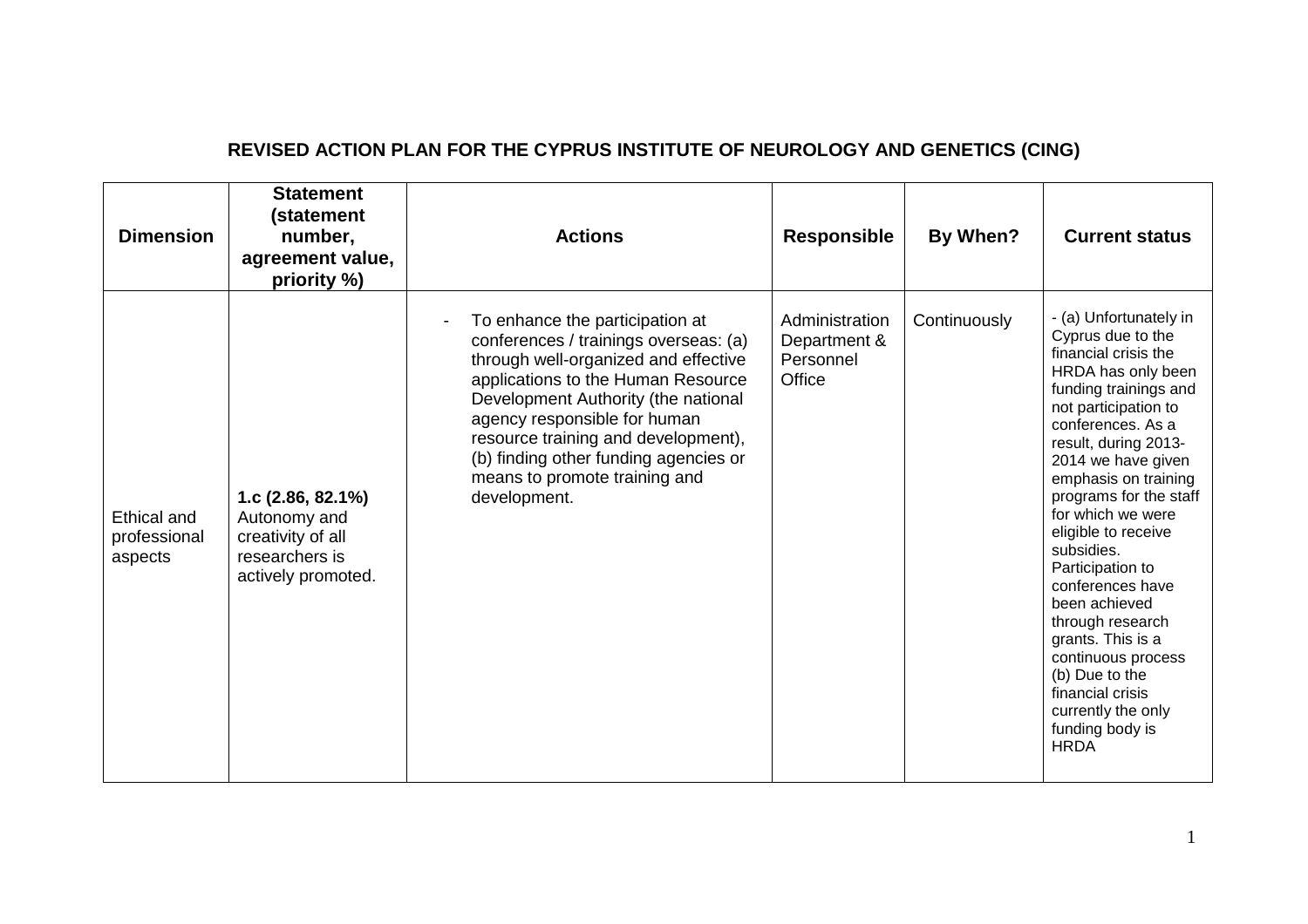# REVISED ACTION PLAN FOR THE CYPRUS INSTITUTE OF NEUROLOGY AND GENETICS (CING)

| Dimension | Statement (statement number, agreement value, priority %) | Actions | Responsible | By When? | Current status |
|---|---|---|---|---|---|
| Ethical and professional aspects | **1.c (2.86, 82.1%)** Autonomy and creativity of all researchers is actively promoted. | - To enhance the participation at conferences / trainings overseas: (a) through well-organized and effective applications to the Human Resource Development Authority (the national agency responsible for human resource training and development), (b) finding other funding agencies or means to promote training and development. | Administration Department & Personnel Office | Continuously | - (a) Unfortunately in Cyprus due to the financial crisis the HRDA has only been funding trainings and not participation to conferences. As a result, during 2013-2014 we have given emphasis on training programs for the staff for which we were eligible to receive subsidies. Participation to conferences have been achieved through research grants. This is a continuous process (b) Due to the financial crisis currently the only funding body is HRDA |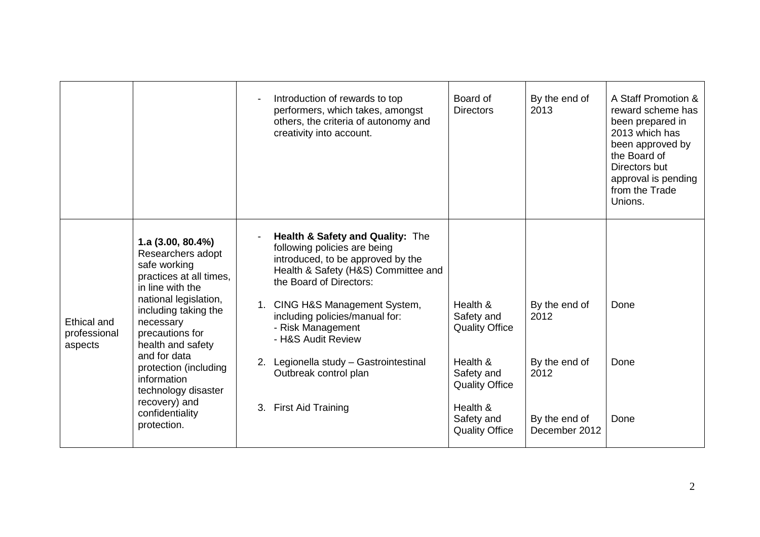|  |  |  |  |  |  |
|---|---|---|---|---|---|
|  |  | - Introduction of rewards to top performers, which takes, amongst others, the criteria of autonomy and creativity into account. | Board of Directors | By the end of 2013 | A Staff Promotion & reward scheme has been prepared in 2013 which has been approved by the Board of Directors but approval is pending from the Trade Unions. |
| Ethical and professional aspects | **1.a (3.00, 80.4%)** Researchers adopt safe working practices at all times, in line with the national legislation, including taking the necessary precautions for health and safety and for data protection (including information technology disaster recovery) and confidentiality protection. | - **Health & Safety and Quality:** The following policies are being introduced, to be approved by the Health & Safety (H&S) Committee and the Board of Directors: | | | |
|  |  | 1. CING H&S Management System, including policies/manual for: - Risk Management - H&S Audit Review | Health & Safety and Quality Office | By the end of 2012 | Done |
|  |  | 2. Legionella study – Gastrointestinal Outbreak control plan | Health & Safety and Quality Office | By the end of 2012 | Done |
|  |  | 3. First Aid Training | Health & Safety and Quality Office | By the end of December 2012 | Done |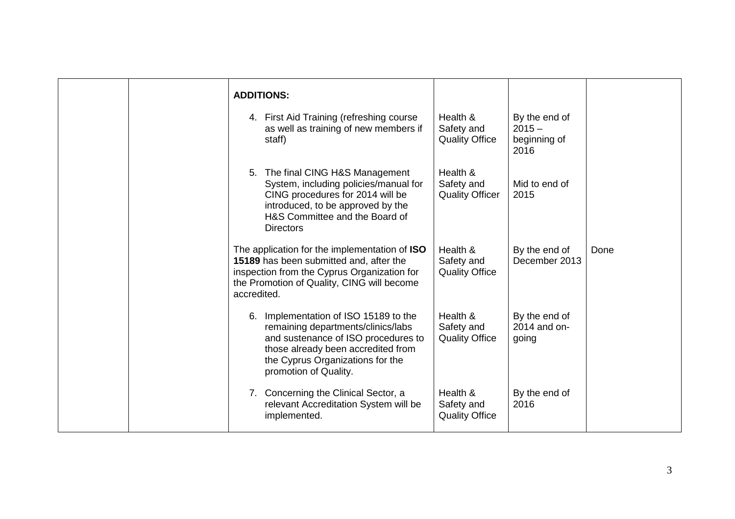| | | | | | |
|---|---|---|---|---|---|
| | | **ADDITIONS:**<br><br>4. First Aid Training (refreshing course as well as training of new members if staff) | Health & Safety and Quality Office | By the end of 2015 – beginning of 2016 | |
| | | 5. The final CING H&S Management System, including policies/manual for CING procedures for 2014 will be introduced, to be approved by the H&S Committee and the Board of Directors | Health & Safety and Quality Officer | Mid to end of 2015 | |
| | | The application for the implementation of **ISO 15189** has been submitted and, after the inspection from the Cyprus Organization for the Promotion of Quality, CING will become accredited. | Health & Safety and Quality Office | By the end of December 2013 | Done |
| | | 6. Implementation of ISO 15189 to the remaining departments/clinics/labs and sustenance of ISO procedures to those already been accredited from the Cyprus Organizations for the promotion of Quality. | Health & Safety and Quality Office | By the end of 2014 and on-going | |
| | | 7. Concerning the Clinical Sector, a relevant Accreditation System will be implemented. | Health & Safety and Quality Office | By the end of 2016 | |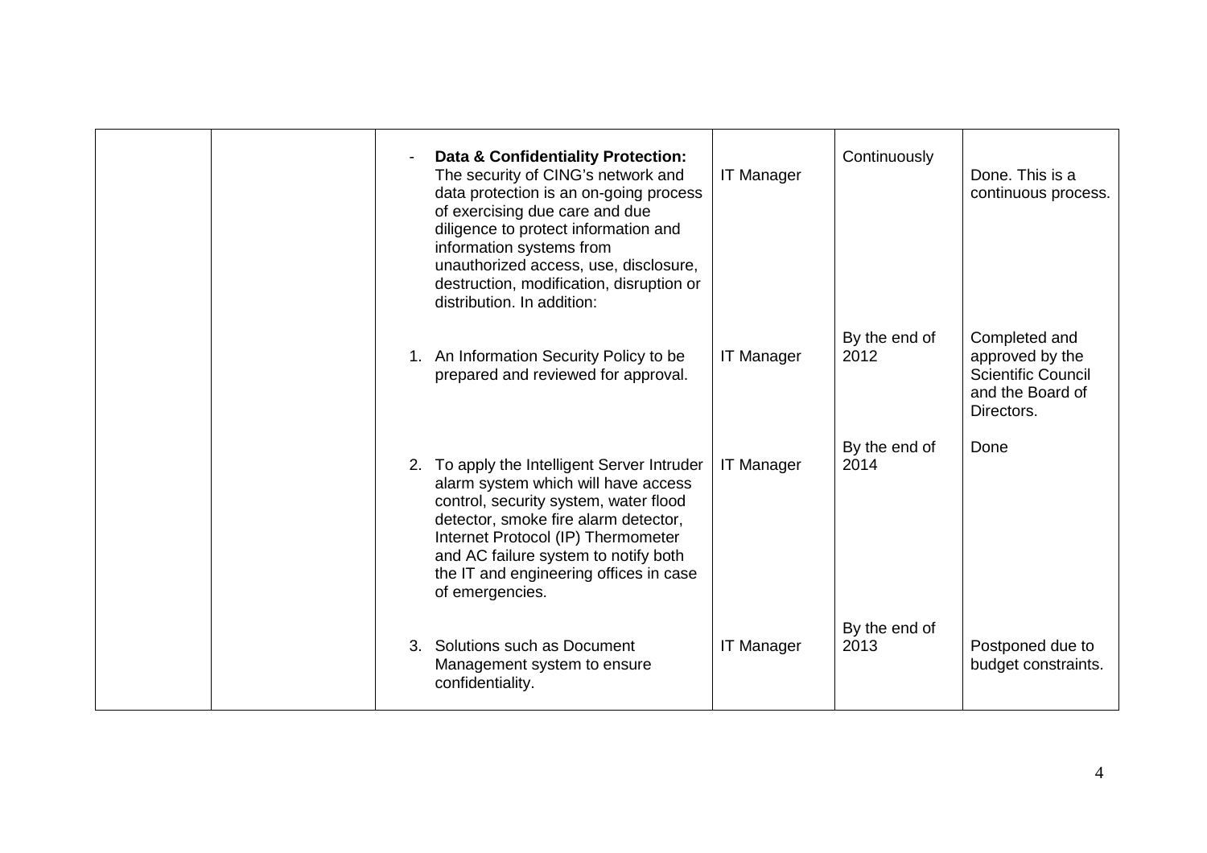| | | | | | |
|---|---|---|---|---|---|
| | | - **Data & Confidentiality Protection:** The security of CING's network and data protection is an on-going process of exercising due care and due diligence to protect information and information systems from unauthorized access, use, disclosure, destruction, modification, disruption or distribution. In addition: | IT Manager | Continuously | Done. This is a continuous process. |
| | | 1. An Information Security Policy to be prepared and reviewed for approval. | IT Manager | By the end of 2012 | Completed and approved by the Scientific Council and the Board of Directors. |
| | | 2. To apply the Intelligent Server Intruder alarm system which will have access control, security system, water flood detector, smoke fire alarm detector, Internet Protocol (IP) Thermometer and AC failure system to notify both the IT and engineering offices in case of emergencies. | IT Manager | By the end of 2014 | Done |
| | | 3. Solutions such as Document Management system to ensure confidentiality. | IT Manager | By the end of 2013 | Postponed due to budget constraints. |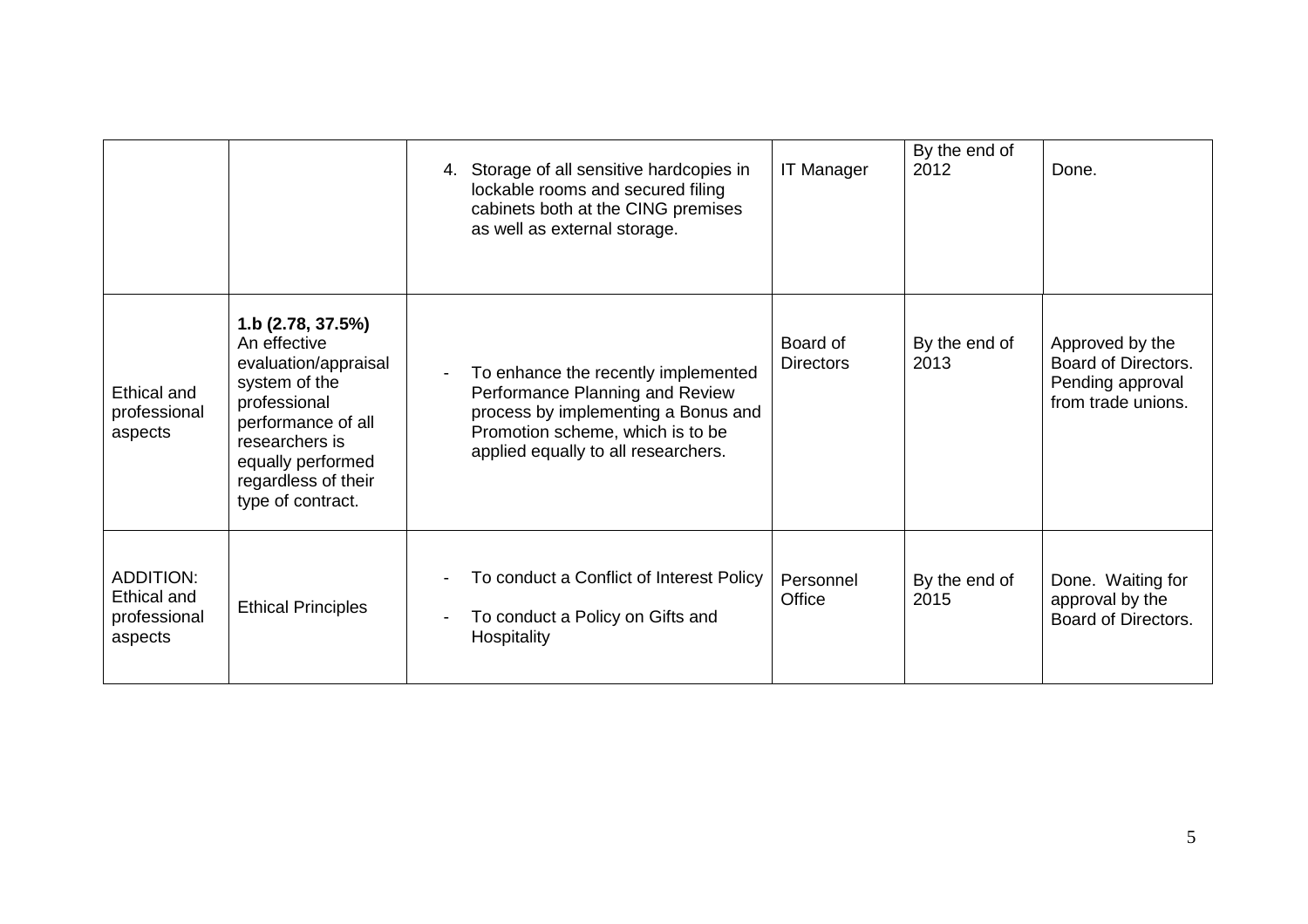| | | | | | |
|---|---|---|---|---|---|
| | | 4. Storage of all sensitive hardcopies in lockable rooms and secured filing cabinets both at the CING premises as well as external storage. | IT Manager | By the end of 2012 | Done. |
| Ethical and professional aspects | **1.b (2.78, 37.5%)** An effective evaluation/appraisal system of the professional performance of all researchers is equally performed regardless of their type of contract. | - To enhance the recently implemented Performance Planning and Review process by implementing a Bonus and Promotion scheme, which is to be applied equally to all researchers. | Board of Directors | By the end of 2013 | Approved by the Board of Directors. Pending approval from trade unions. |
| ADDITION: Ethical and professional aspects | Ethical Principles | - To conduct a Conflict of Interest Policy<br>- To conduct a Policy on Gifts and Hospitality | Personnel Office | By the end of 2015 | Done. Waiting for approval by the Board of Directors. |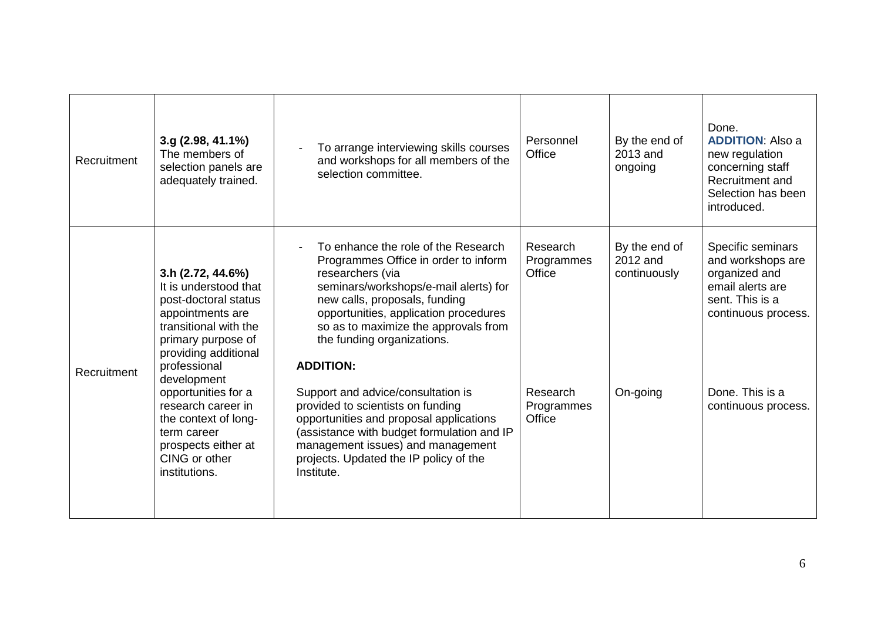| Recruitment | **3.g (2.98, 41.1%)** The members of selection panels are adequately trained. | - To arrange interviewing skills courses and workshops for all members of the selection committee. | Personnel Office | By the end of 2013 and ongoing | Done. **ADDITION**: Also a new regulation concerning staff Recruitment and Selection has been introduced. |
|---|---|---|---|---|---|
| Recruitment | **3.h (2.72, 44.6%)** It is understood that post-doctoral status appointments are transitional with the primary purpose of providing additional professional development opportunities for a research career in the context of long-term career prospects either at CING or other institutions. | - To enhance the role of the Research Programmes Office in order to inform researchers (via seminars/workshops/e-mail alerts) for new calls, proposals, funding opportunities, application procedures so as to maximize the approvals from the funding organizations.<br><br>**ADDITION:**<br><br>Support and advice/consultation is provided to scientists on funding opportunities and proposal applications (assistance with budget formulation and IP management issues) and management projects. Updated the IP policy of the Institute. | Research Programmes Office<br><br>Research Programmes Office | By the end of 2012 and continuously<br><br>On-going | Specific seminars and workshops are organized and email alerts are sent. This is a continuous process.<br><br>Done. This is a continuous process. |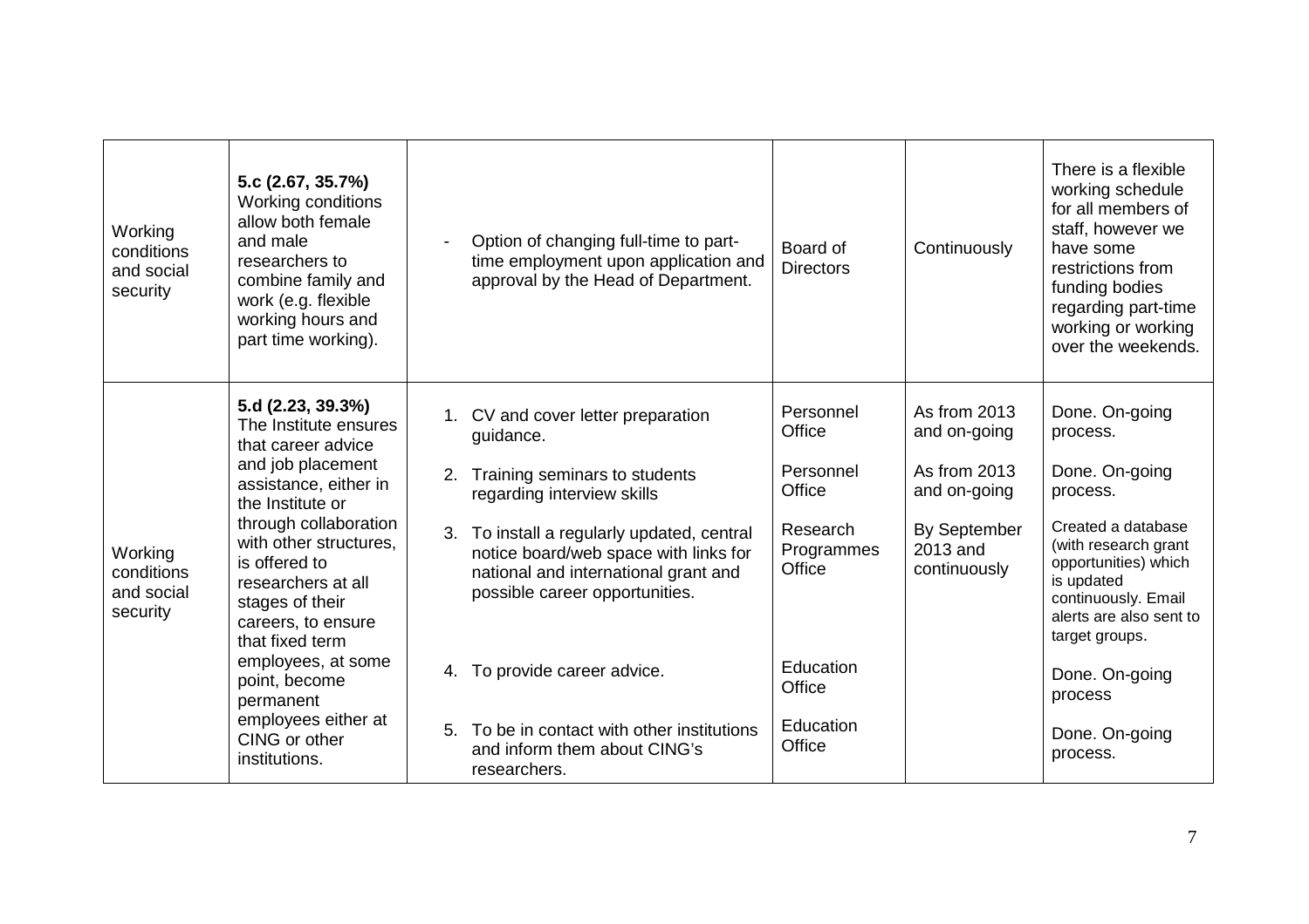| Working conditions and social security | **5.c (2.67, 35.7%)** Working conditions allow both female and male researchers to combine family and work (e.g. flexible working hours and part time working). | - Option of changing full-time to part-time employment upon application and approval by the Head of Department. | Board of Directors | Continuously | There is a flexible working schedule for all members of staff, however we have some restrictions from funding bodies regarding part-time working or working over the weekends. |
|---|---|---|---|---|---|
| Working conditions and social security | **5.d (2.23, 39.3%)** The Institute ensures that career advice and job placement assistance, either in the Institute or through collaboration with other structures, is offered to researchers at all stages of their careers, to ensure that fixed term employees, at some point, become permanent employees either at CING or other institutions. | 1. CV and cover letter preparation guidance.<br>2. Training seminars to students regarding interview skills<br>3. To install a regularly updated, central notice board/web space with links for national and international grant and possible career opportunities.<br>4. To provide career advice.<br>5. To be in contact with other institutions and inform them about CING's researchers. | Personnel Office<br>Personnel Office<br>Research Programmes Office<br>Education Office<br>Education Office | As from 2013 and on-going<br>As from 2013 and on-going<br>By September 2013 and continuously | Done. On-going process.<br>Done. On-going process.<br>Created a database (with research grant opportunities) which is updated continuously. Email alerts are also sent to target groups.<br>Done. On-going process<br>Done. On-going process. |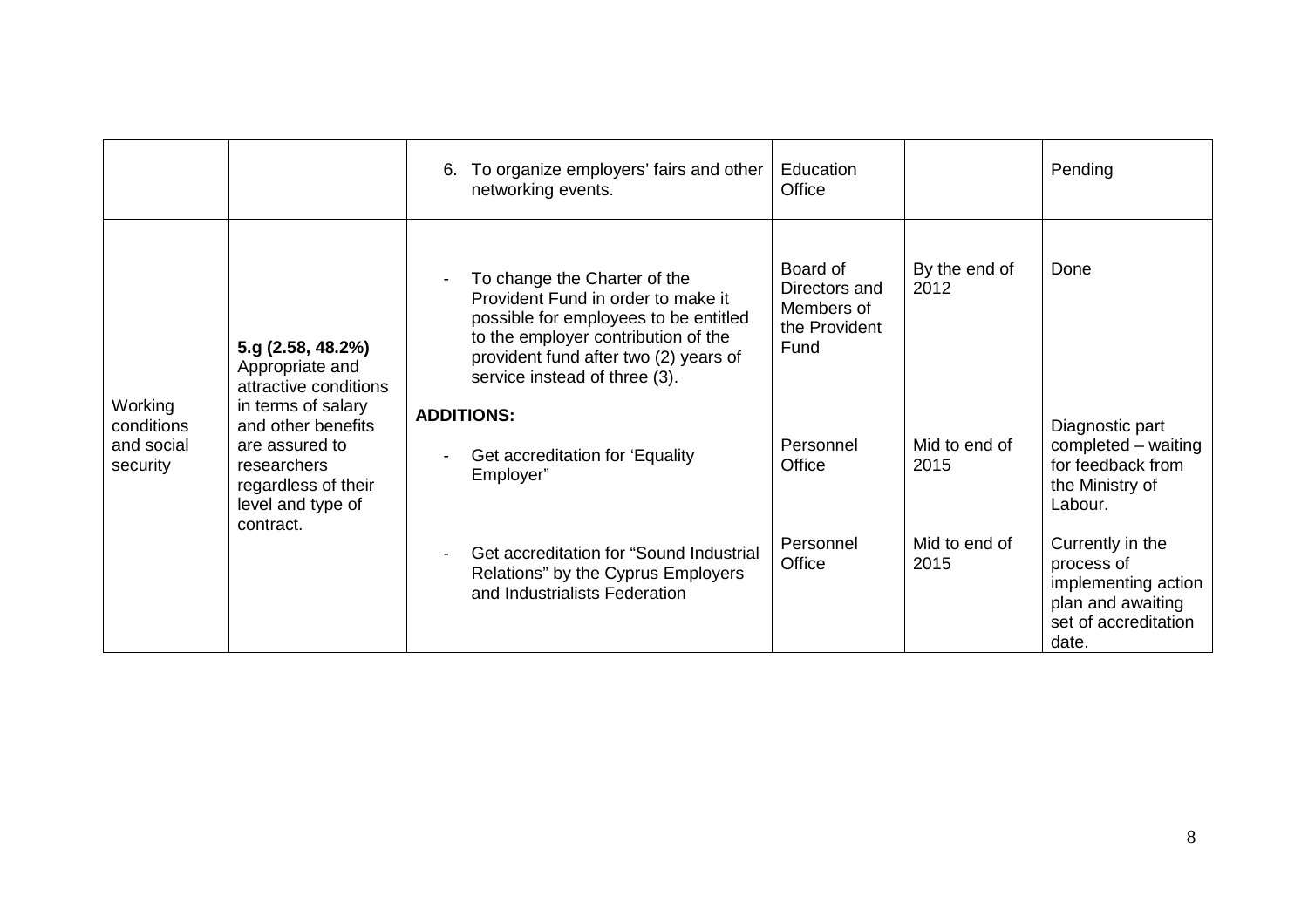| | | | | | |
|---|---|---|---|---|---|
| | | 6. To organize employers' fairs and other networking events. | Education Office | | Pending |
| Working conditions and social security | **5.g (2.58, 48.2%)** Appropriate and attractive conditions in terms of salary and other benefits are assured to researchers regardless of their level and type of contract. | - To change the Charter of the Provident Fund in order to make it possible for employees to be entitled to the employer contribution of the provident fund after two (2) years of service instead of three (3). | Board of Directors and Members of the Provident Fund | By the end of 2012 | Done |
| | | **ADDITIONS:** | | | |
| | | - Get accreditation for 'Equality Employer" | Personnel Office | Mid to end of 2015 | Diagnostic part completed – waiting for feedback from the Ministry of Labour. |
| | | - Get accreditation for "Sound Industrial Relations" by the Cyprus Employers and Industrialists Federation | Personnel Office | Mid to end of 2015 | Currently in the process of implementing action plan and awaiting set of accreditation date. |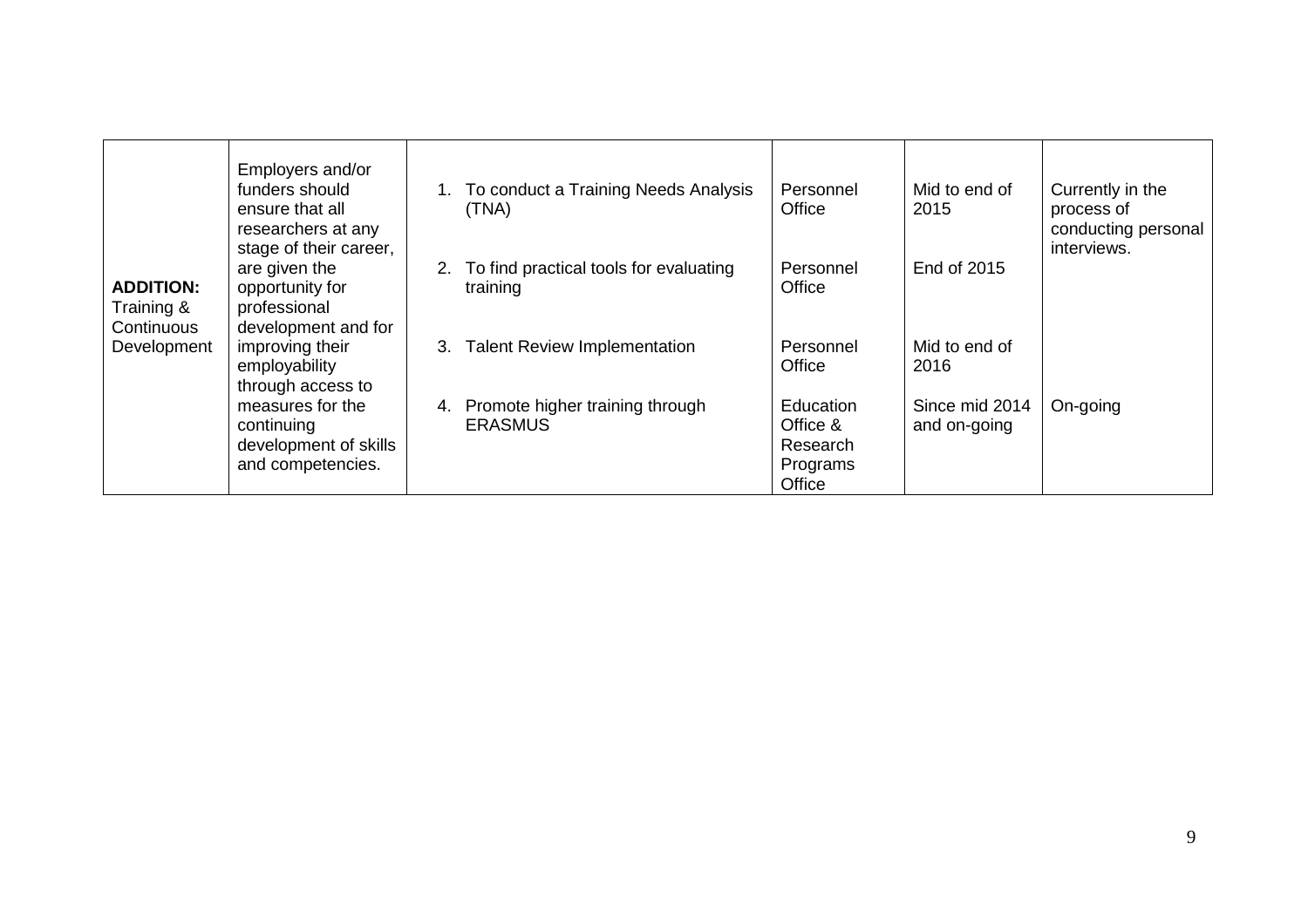| | | | | | |
|---|---|---|---|---|---|
| **ADDITION:** Training & Continuous Development | Employers and/or funders should ensure that all researchers at any stage of their career, are given the opportunity for professional development and for improving their employability through access to measures for the continuing development of skills and competencies. | 1. To conduct a Training Needs Analysis (TNA) | Personnel Office | Mid to end of 2015 | Currently in the process of conducting personal interviews. |
| | | 2. To find practical tools for evaluating training | Personnel Office | End of 2015 | |
| | | 3. Talent Review Implementation | Personnel Office | Mid to end of 2016 | |
| | | 4. Promote higher training through ERASMUS | Education Office & Research Programs Office | Since mid 2014 and on-going | On-going |